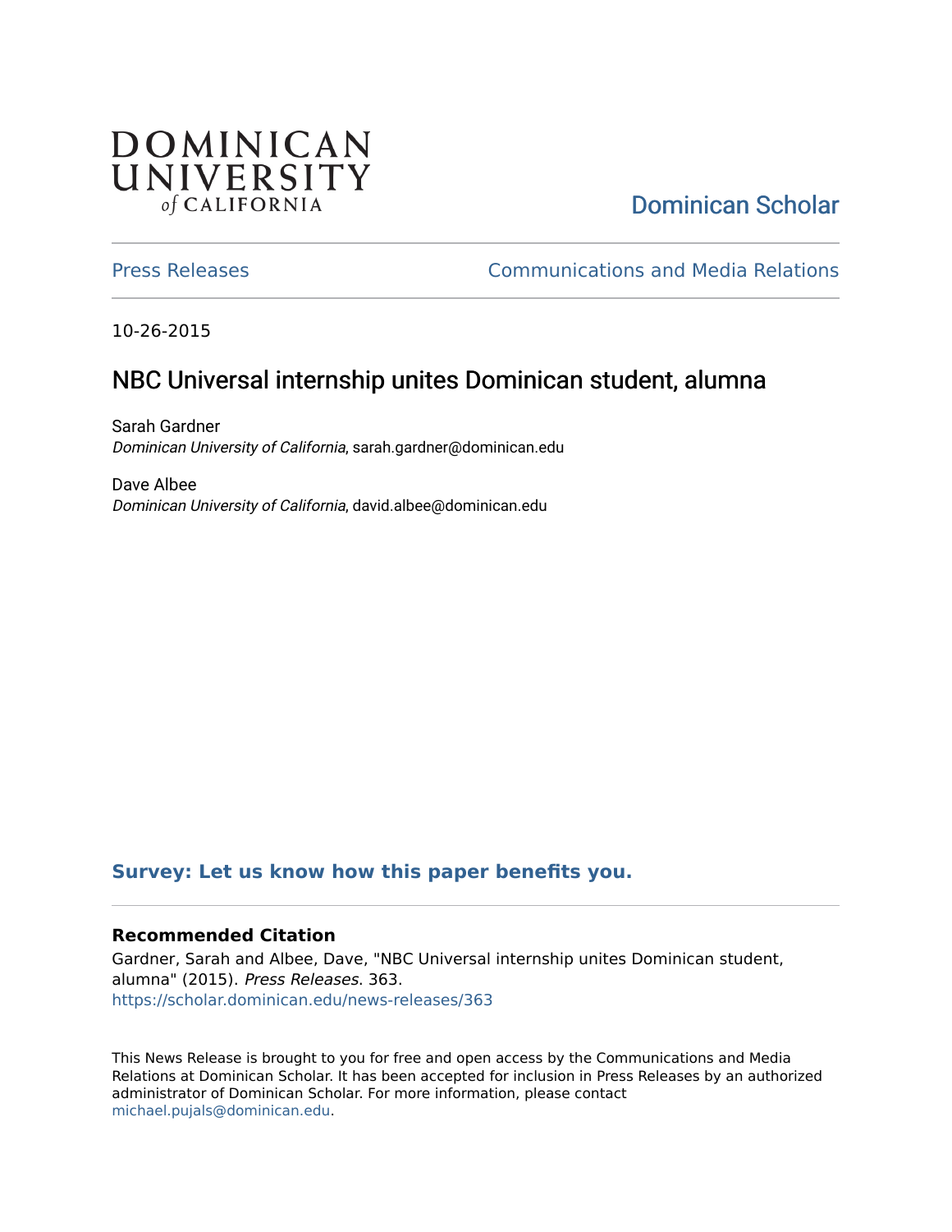DOMINICAN UNIVERSITY of CALIFORNIA

Dominican Scholar

Press Releases | Communications and Media Relations

10-26-2015

# NBC Universal internship unites Dominican student, alumna

Sarah Gardner
*Dominican University of California*, sarah.gardner@dominican.edu

Dave Albee
*Dominican University of California*, david.albee@dominican.edu

**Survey: Let us know how this paper benefits you.**

### Recommended Citation

Gardner, Sarah and Albee, Dave, "NBC Universal internship unites Dominican student, alumna" (2015). *Press Releases*. 363.
https://scholar.dominican.edu/news-releases/363

This News Release is brought to you for free and open access by the Communications and Media Relations at Dominican Scholar. It has been accepted for inclusion in Press Releases by an authorized administrator of Dominican Scholar. For more information, please contact michael.pujals@dominican.edu.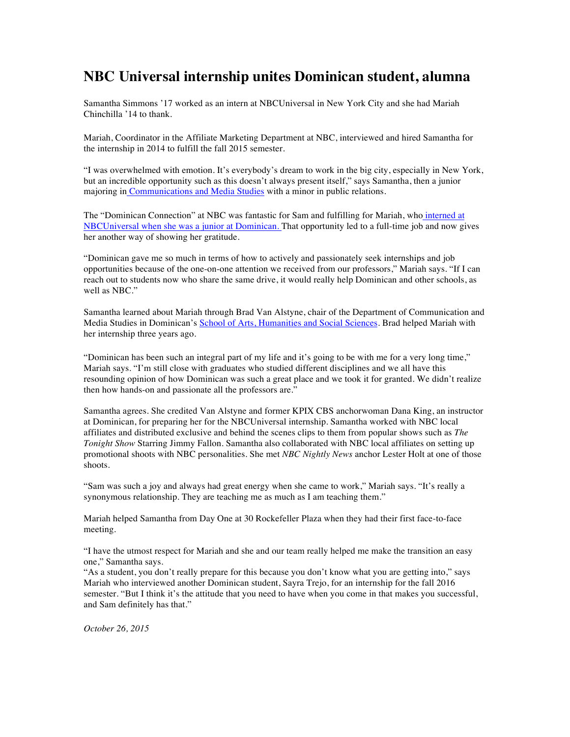# NBC Universal internship unites Dominican student, alumna

Samantha Simmons '17 worked as an intern at NBCUniversal in New York City and she had Mariah Chinchilla '14 to thank.

Mariah, Coordinator in the Affiliate Marketing Department at NBC, interviewed and hired Samantha for the internship in 2014 to fulfill the fall 2015 semester.

"I was overwhelmed with emotion. It's everybody's dream to work in the big city, especially in New York, but an incredible opportunity such as this doesn't always present itself," says Samantha, then a junior majoring in Communications and Media Studies with a minor in public relations.

The "Dominican Connection" at NBC was fantastic for Sam and fulfilling for Mariah, who interned at NBCUniversal when she was a junior at Dominican. That opportunity led to a full-time job and now gives her another way of showing her gratitude.

"Dominican gave me so much in terms of how to actively and passionately seek internships and job opportunities because of the one-on-one attention we received from our professors," Mariah says. "If I can reach out to students now who share the same drive, it would really help Dominican and other schools, as well as NBC."

Samantha learned about Mariah through Brad Van Alstyne, chair of the Department of Communication and Media Studies in Dominican's School of Arts, Humanities and Social Sciences. Brad helped Mariah with her internship three years ago.

"Dominican has been such an integral part of my life and it's going to be with me for a very long time," Mariah says. "I'm still close with graduates who studied different disciplines and we all have this resounding opinion of how Dominican was such a great place and we took it for granted. We didn't realize then how hands-on and passionate all the professors are."

Samantha agrees. She credited Van Alstyne and former KPIX CBS anchorwoman Dana King, an instructor at Dominican, for preparing her for the NBCUniversal internship. Samantha worked with NBC local affiliates and distributed exclusive and behind the scenes clips to them from popular shows such as *The Tonight Show* Starring Jimmy Fallon. Samantha also collaborated with NBC local affiliates on setting up promotional shoots with NBC personalities. She met *NBC Nightly News* anchor Lester Holt at one of those shoots.

"Sam was such a joy and always had great energy when she came to work," Mariah says. "It's really a synonymous relationship. They are teaching me as much as I am teaching them."

Mariah helped Samantha from Day One at 30 Rockefeller Plaza when they had their first face-to-face meeting.

"I have the utmost respect for Mariah and she and our team really helped me make the transition an easy one," Samantha says.

"As a student, you don't really prepare for this because you don't know what you are getting into," says Mariah who interviewed another Dominican student, Sayra Trejo, for an internship for the fall 2016 semester. "But I think it's the attitude that you need to have when you come in that makes you successful, and Sam definitely has that."

*October 26, 2015*